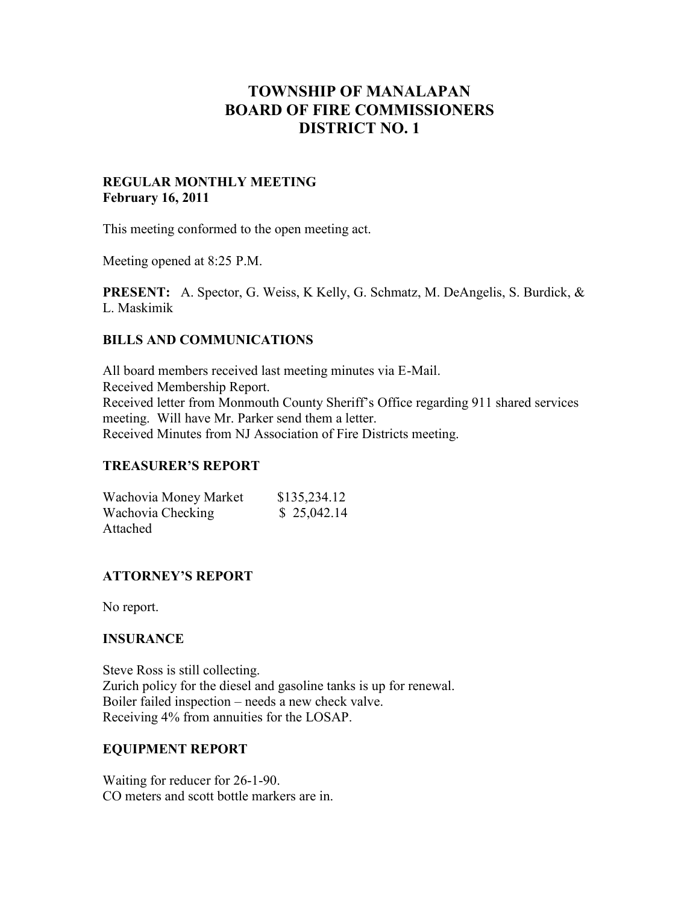# TOWNSHIP OF MANALAPAN
# BOARD OF FIRE COMMISSIONERS
# DISTRICT NO. 1

**REGULAR MONTHLY MEETING**
**February 16, 2011**

This meeting conformed to the open meeting act.

Meeting opened at 8:25 P.M.

**PRESENT:** A. Spector, G. Weiss, K Kelly, G. Schmatz, M. DeAngelis, S. Burdick, & L. Maskimik

## BILLS AND COMMUNICATIONS

All board members received last meeting minutes via E-Mail.
Received Membership Report.
Received letter from Monmouth County Sheriff's Office regarding 911 shared services meeting. Will have Mr. Parker send them a letter.
Received Minutes from NJ Association of Fire Districts meeting.

## TREASURER'S REPORT

| | |
|---|---|
| Wachovia Money Market | $135,234.12 |
| Wachovia Checking | $ 25,042.14 |

Attached

## ATTORNEY'S REPORT

No report.

## INSURANCE

Steve Ross is still collecting.
Zurich policy for the diesel and gasoline tanks is up for renewal.
Boiler failed inspection – needs a new check valve.
Receiving 4% from annuities for the LOSAP.

## EQUIPMENT REPORT

Waiting for reducer for 26-1-90.
CO meters and scott bottle markers are in.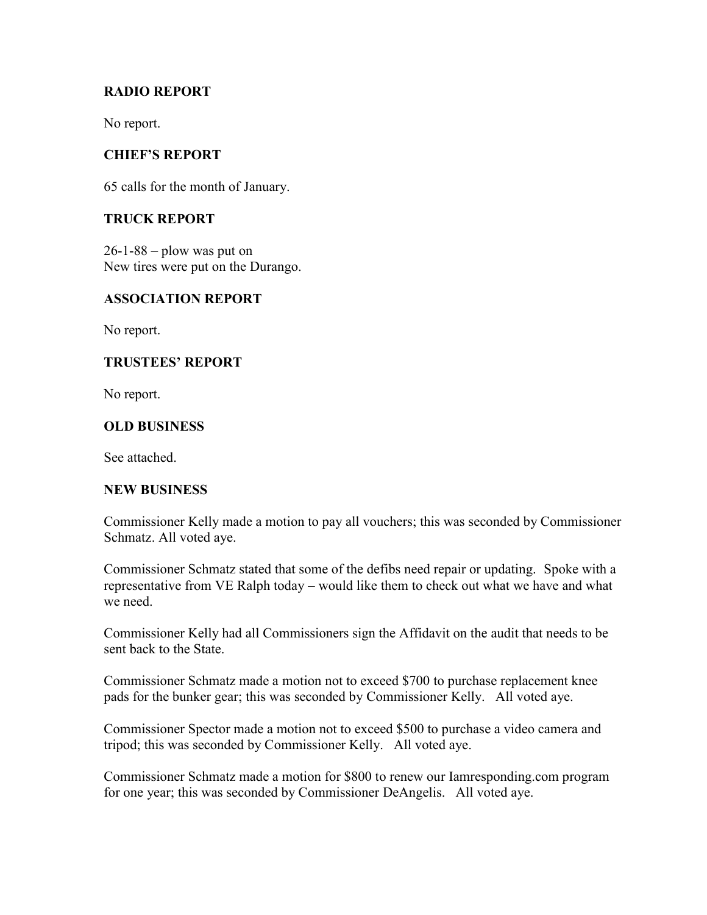## RADIO REPORT

No report.

## CHIEF'S REPORT

65 calls for the month of January.

## TRUCK REPORT

26-1-88 – plow was put on
New tires were put on the Durango.

## ASSOCIATION REPORT

No report.

## TRUSTEES' REPORT

No report.

## OLD BUSINESS

See attached.

## NEW BUSINESS

Commissioner Kelly made a motion to pay all vouchers; this was seconded by Commissioner Schmatz. All voted aye.

Commissioner Schmatz stated that some of the defibs need repair or updating. Spoke with a representative from VE Ralph today – would like them to check out what we have and what we need.

Commissioner Kelly had all Commissioners sign the Affidavit on the audit that needs to be sent back to the State.

Commissioner Schmatz made a motion not to exceed $700 to purchase replacement knee pads for the bunker gear; this was seconded by Commissioner Kelly. All voted aye.

Commissioner Spector made a motion not to exceed $500 to purchase a video camera and tripod; this was seconded by Commissioner Kelly. All voted aye.

Commissioner Schmatz made a motion for $800 to renew our Iamresponding.com program for one year; this was seconded by Commissioner DeAngelis. All voted aye.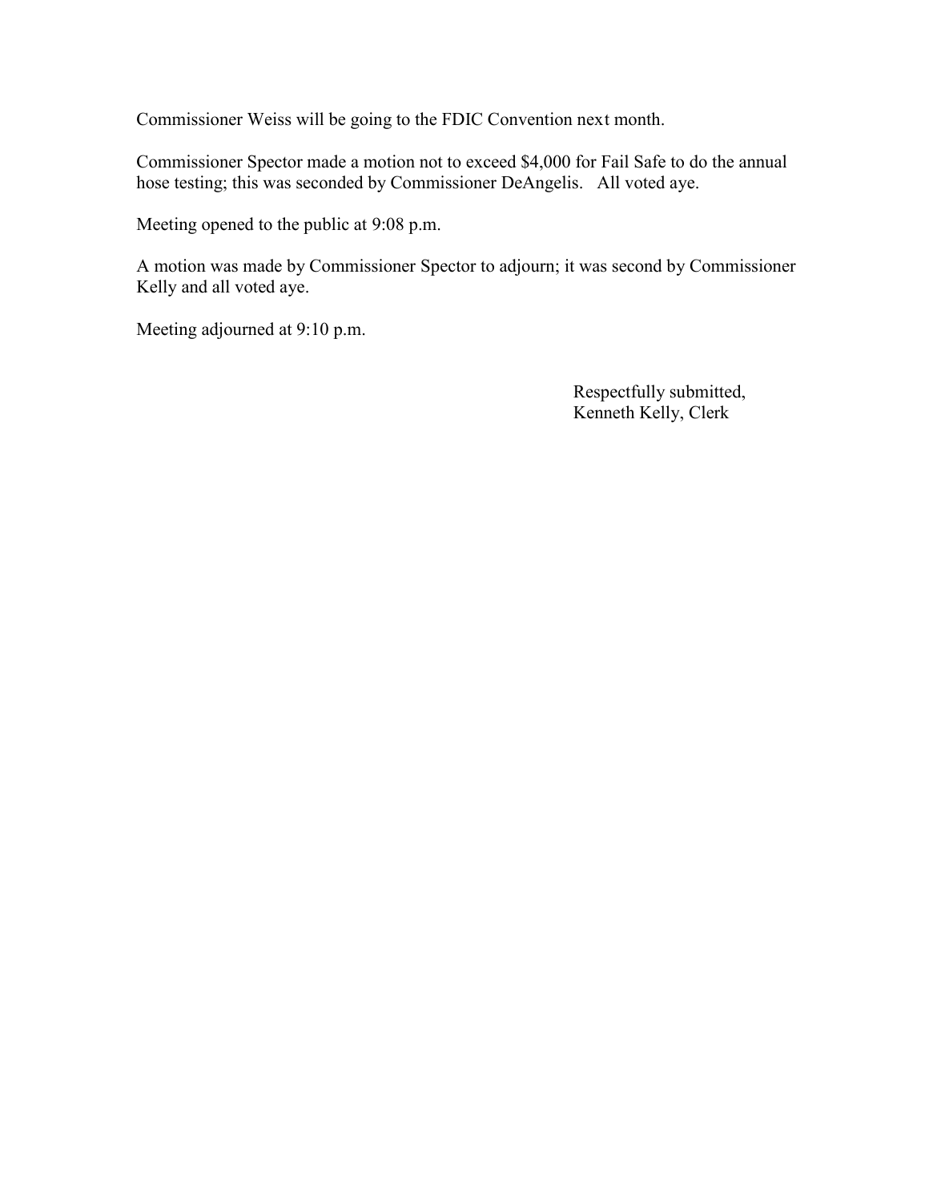Commissioner Weiss will be going to the FDIC Convention next month.

Commissioner Spector made a motion not to exceed $4,000 for Fail Safe to do the annual hose testing; this was seconded by Commissioner DeAngelis. All voted aye.

Meeting opened to the public at 9:08 p.m.

A motion was made by Commissioner Spector to adjourn; it was second by Commissioner Kelly and all voted aye.

Meeting adjourned at 9:10 p.m.

Respectfully submitted,
Kenneth Kelly, Clerk